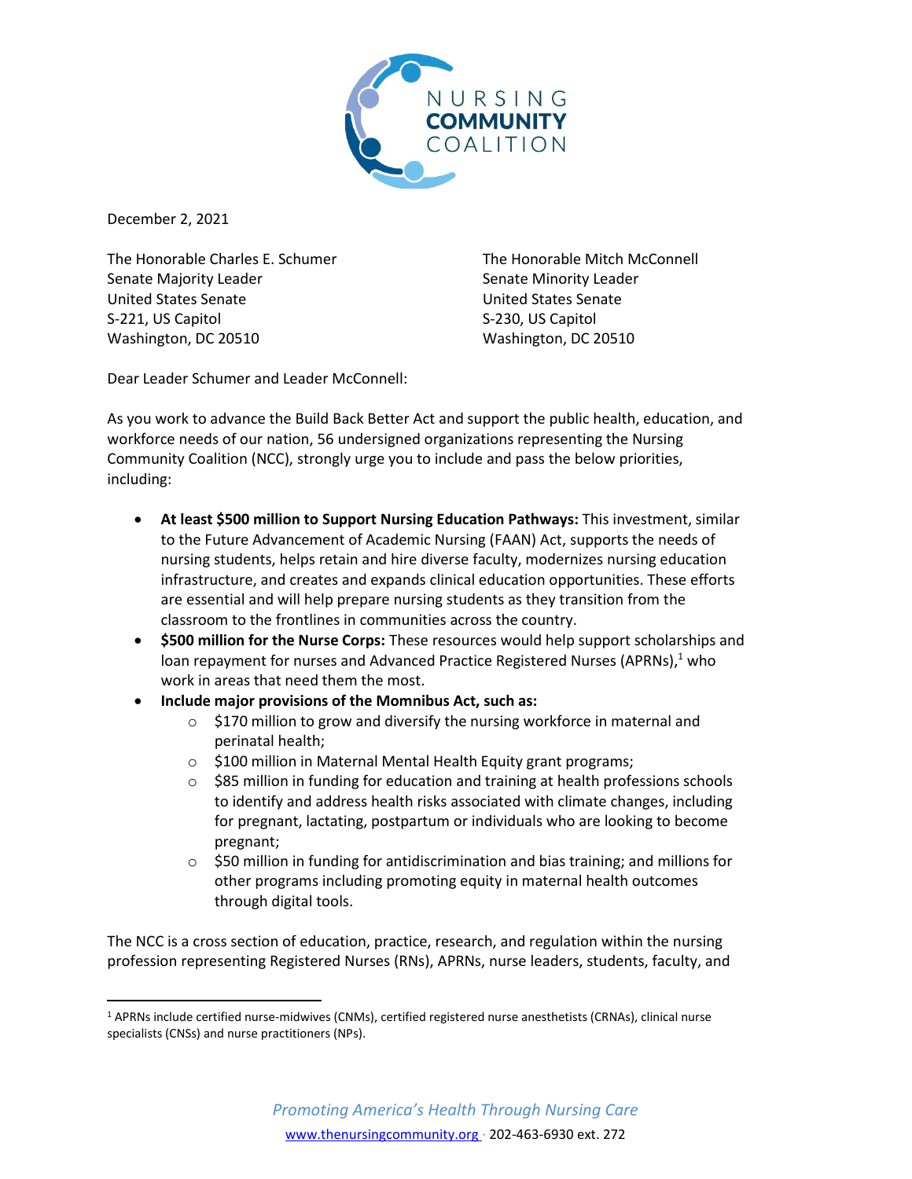NURSING COMMUNITY COALITION

December 2, 2021

The Honorable Charles E. Schumer
Senate Majority Leader
United States Senate
S-221, US Capitol
Washington, DC 20510

The Honorable Mitch McConnell
Senate Minority Leader
United States Senate
S-230, US Capitol
Washington, DC 20510

Dear Leader Schumer and Leader McConnell:

As you work to advance the Build Back Better Act and support the public health, education, and workforce needs of our nation, 56 undersigned organizations representing the Nursing Community Coalition (NCC), strongly urge you to include and pass the below priorities, including:

- **At least $500 million to Support Nursing Education Pathways:** This investment, similar to the Future Advancement of Academic Nursing (FAAN) Act, supports the needs of nursing students, helps retain and hire diverse faculty, modernizes nursing education infrastructure, and creates and expands clinical education opportunities. These efforts are essential and will help prepare nursing students as they transition from the classroom to the frontlines in communities across the country.
- **$500 million for the Nurse Corps:** These resources would help support scholarships and loan repayment for nurses and Advanced Practice Registered Nurses (APRNs),[1] who work in areas that need them the most.
- **Include major provisions of the Momnibus Act, such as:**
    - $170 million to grow and diversify the nursing workforce in maternal and perinatal health;
    - $100 million in Maternal Mental Health Equity grant programs;
    - $85 million in funding for education and training at health professions schools to identify and address health risks associated with climate changes, including for pregnant, lactating, postpartum or individuals who are looking to become pregnant;
    - $50 million in funding for antidiscrimination and bias training; and millions for other programs including promoting equity in maternal health outcomes through digital tools.

The NCC is a cross section of education, practice, research, and regulation within the nursing profession representing Registered Nurses (RNs), APRNs, nurse leaders, students, faculty, and

[1] APRNs include certified nurse-midwives (CNMs), certified registered nurse anesthetists (CRNAs), clinical nurse specialists (CNSs) and nurse practitioners (NPs).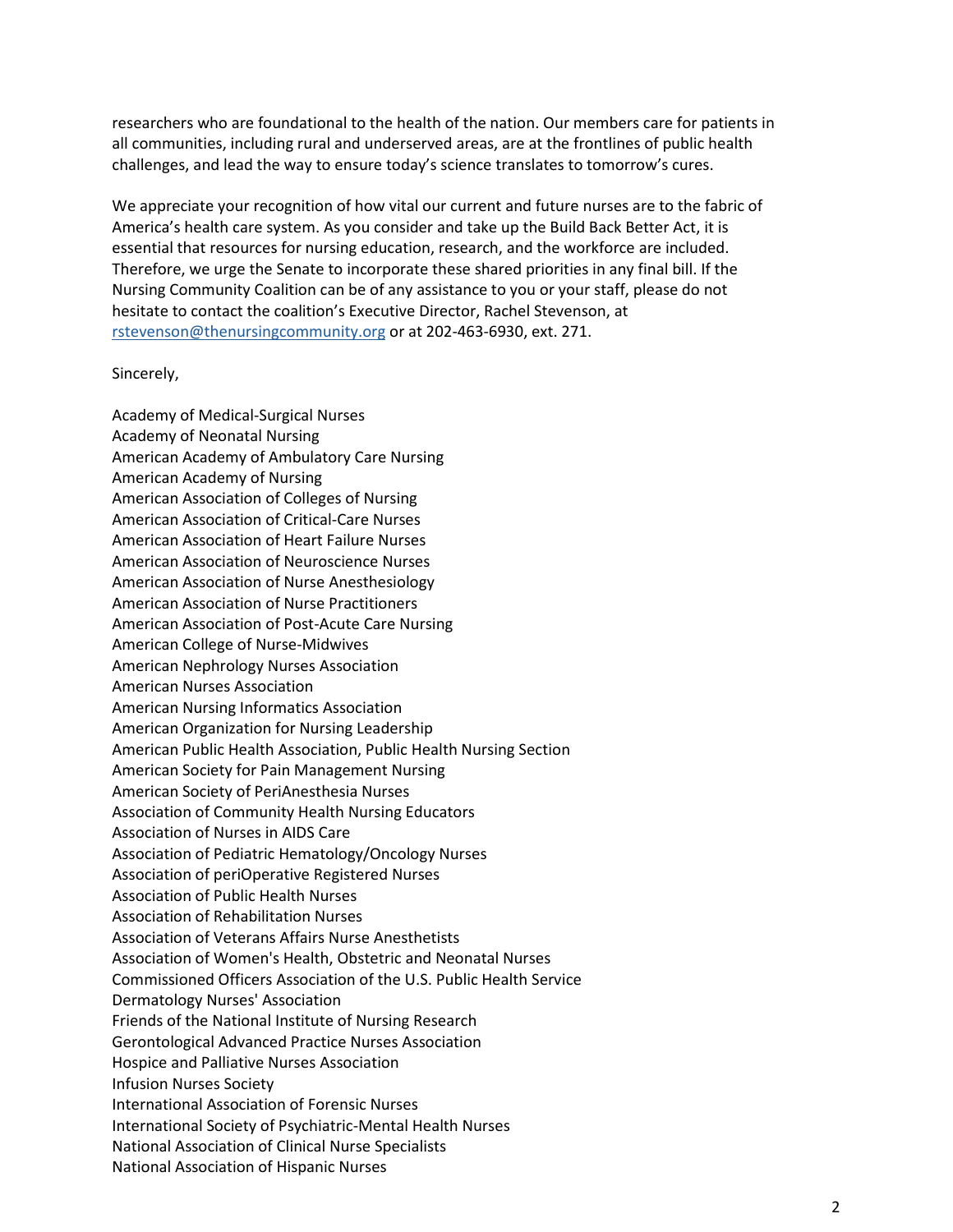researchers who are foundational to the health of the nation. Our members care for patients in all communities, including rural and underserved areas, are at the frontlines of public health challenges, and lead the way to ensure today's science translates to tomorrow's cures.

We appreciate your recognition of how vital our current and future nurses are to the fabric of America's health care system. As you consider and take up the Build Back Better Act, it is essential that resources for nursing education, research, and the workforce are included. Therefore, we urge the Senate to incorporate these shared priorities in any final bill. If the Nursing Community Coalition can be of any assistance to you or your staff, please do not hesitate to contact the coalition's Executive Director, Rachel Stevenson, at rstevenson@thenursingcommunity.org or at 202-463-6930, ext. 271.

Sincerely,

Academy of Medical-Surgical Nurses
Academy of Neonatal Nursing
American Academy of Ambulatory Care Nursing
American Academy of Nursing
American Association of Colleges of Nursing
American Association of Critical-Care Nurses
American Association of Heart Failure Nurses
American Association of Neuroscience Nurses
American Association of Nurse Anesthesiology
American Association of Nurse Practitioners
American Association of Post-Acute Care Nursing
American College of Nurse-Midwives
American Nephrology Nurses Association
American Nurses Association
American Nursing Informatics Association
American Organization for Nursing Leadership
American Public Health Association, Public Health Nursing Section
American Society for Pain Management Nursing
American Society of PeriAnesthesia Nurses
Association of Community Health Nursing Educators
Association of Nurses in AIDS Care
Association of Pediatric Hematology/Oncology Nurses
Association of periOperative Registered Nurses
Association of Public Health Nurses
Association of Rehabilitation Nurses
Association of Veterans Affairs Nurse Anesthetists
Association of Women's Health, Obstetric and Neonatal Nurses
Commissioned Officers Association of the U.S. Public Health Service
Dermatology Nurses' Association
Friends of the National Institute of Nursing Research
Gerontological Advanced Practice Nurses Association
Hospice and Palliative Nurses Association
Infusion Nurses Society
International Association of Forensic Nurses
International Society of Psychiatric-Mental Health Nurses
National Association of Clinical Nurse Specialists
National Association of Hispanic Nurses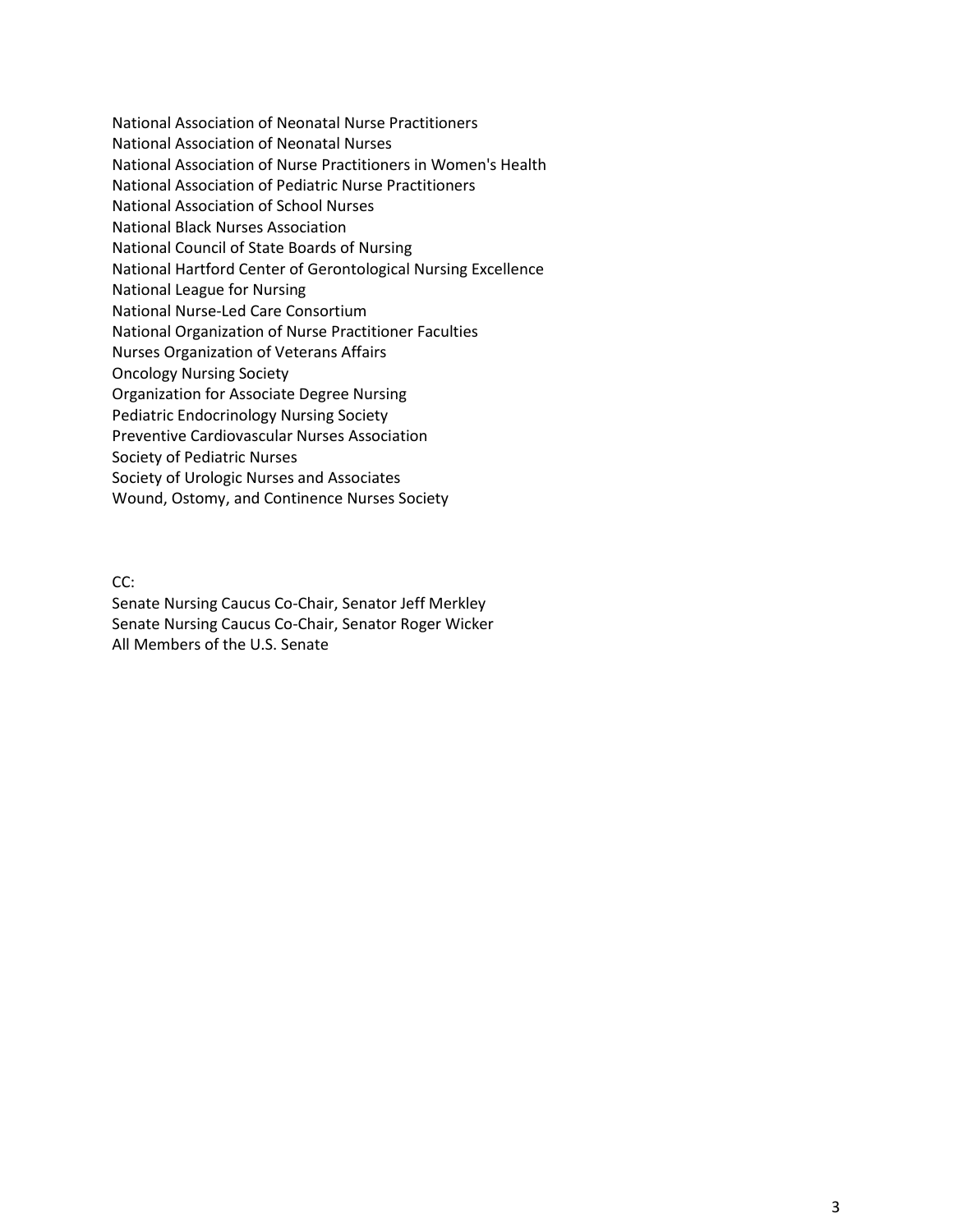National Association of Neonatal Nurse Practitioners
National Association of Neonatal Nurses
National Association of Nurse Practitioners in Women's Health
National Association of Pediatric Nurse Practitioners
National Association of School Nurses
National Black Nurses Association
National Council of State Boards of Nursing
National Hartford Center of Gerontological Nursing Excellence
National League for Nursing
National Nurse-Led Care Consortium
National Organization of Nurse Practitioner Faculties
Nurses Organization of Veterans Affairs
Oncology Nursing Society
Organization for Associate Degree Nursing
Pediatric Endocrinology Nursing Society
Preventive Cardiovascular Nurses Association
Society of Pediatric Nurses
Society of Urologic Nurses and Associates
Wound, Ostomy, and Continence Nurses Society

CC:
Senate Nursing Caucus Co-Chair, Senator Jeff Merkley
Senate Nursing Caucus Co-Chair, Senator Roger Wicker
All Members of the U.S. Senate